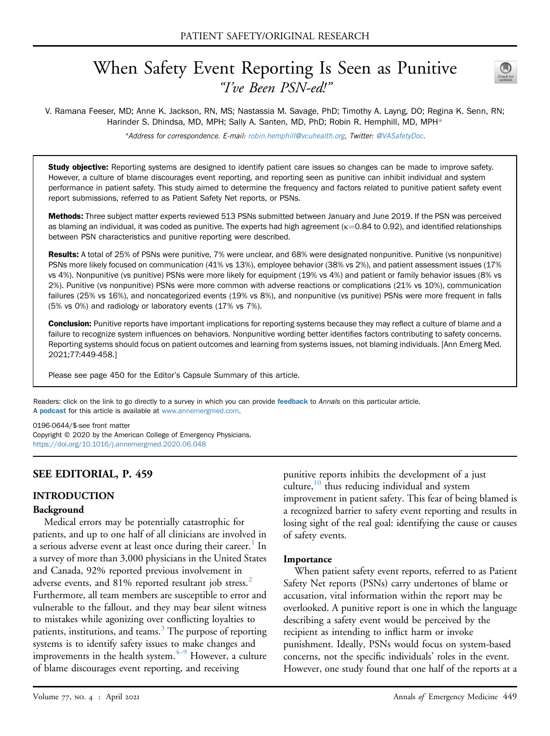PATIENT SAFETY/ORIGINAL RESEARCH

# When Safety Event Reporting Is Seen as Punitive

## *"I've Been PSN-ed!"*

V. Ramana Feeser, MD; Anne K. Jackson, RN, MS; Nastassia M. Savage, PhD; Timothy A. Layng, DO; Regina K. Senn, RN; Harinder S. Dhindsa, MD, MPH; Sally A. Santen, MD, PhD; Robin R. Hemphill, MD, MPH*

*Address for correspondence. E-mail: robin.hemphill@vcuhealth.org, Twitter: @VASafetyDoc.

**Study objective:** Reporting systems are designed to identify patient care issues so changes can be made to improve safety. However, a culture of blame discourages event reporting, and reporting seen as punitive can inhibit individual and system performance in patient safety. This study aimed to determine the frequency and factors related to punitive patient safety event report submissions, referred to as Patient Safety Net reports, or PSNs.

**Methods:** Three subject matter experts reviewed 513 PSNs submitted between January and June 2019. If the PSN was perceived as blaming an individual, it was coded as punitive. The experts had high agreement ($\kappa$=0.84 to 0.92), and identified relationships between PSN characteristics and punitive reporting were described.

**Results:** A total of 25% of PSNs were punitive, 7% were unclear, and 68% were designated nonpunitive. Punitive (vs nonpunitive) PSNs more likely focused on communication (41% vs 13%), employee behavior (38% vs 2%), and patient assessment issues (17% vs 4%). Nonpunitive (vs punitive) PSNs were more likely for equipment (19% vs 4%) and patient or family behavior issues (8% vs 2%). Punitive (vs nonpunitive) PSNs were more common with adverse reactions or complications (21% vs 10%), communication failures (25% vs 16%), and noncategorized events (19% vs 8%), and nonpunitive (vs punitive) PSNs were more frequent in falls (5% vs 0%) and radiology or laboratory events (17% vs 7%).

**Conclusion:** Punitive reports have important implications for reporting systems because they may reflect a culture of blame and a failure to recognize system influences on behaviors. Nonpunitive wording better identifies factors contributing to safety concerns. Reporting systems should focus on patient outcomes and learning from systems issues, not blaming individuals. [Ann Emerg Med. 2021;77:449-458.]

Please see page 450 for the Editor's Capsule Summary of this article.

Readers: click on the link to go directly to a survey in which you can provide **feedback** to *Annals* on this particular article.
A **podcast** for this article is available at www.annemergmed.com.

0196-0644/$-see front matter
Copyright © 2020 by the American College of Emergency Physicians.
https://doi.org/10.1016/j.annemergmed.2020.06.048

## SEE EDITORIAL, P. 459

## INTRODUCTION

### Background

Medical errors may be potentially catastrophic for patients, and up to one half of all clinicians are involved in a serious adverse event at least once during their career.[1] In a survey of more than 3,000 physicians in the United States and Canada, 92% reported previous involvement in adverse events, and 81% reported resultant job stress.[2] Furthermore, all team members are susceptible to error and vulnerable to the fallout, and they may bear silent witness to mistakes while agonizing over conflicting loyalties to patients, institutions, and teams.[3] The purpose of reporting systems is to identify safety issues to make changes and improvements in the health system.[4–9] However, a culture of blame discourages event reporting, and receiving punitive reports inhibits the development of a just culture,[10] thus reducing individual and system improvement in patient safety. This fear of being blamed is a recognized barrier to safety event reporting and results in losing sight of the real goal: identifying the cause or causes of safety events.

### Importance

When patient safety event reports, referred to as Patient Safety Net reports (PSNs) carry undertones of blame or accusation, vital information within the report may be overlooked. A punitive report is one in which the language describing a safety event would be perceived by the recipient as intending to inflict harm or invoke punishment. Ideally, PSNs would focus on system-based concerns, not the specific individuals' roles in the event. However, one study found that one half of the reports at a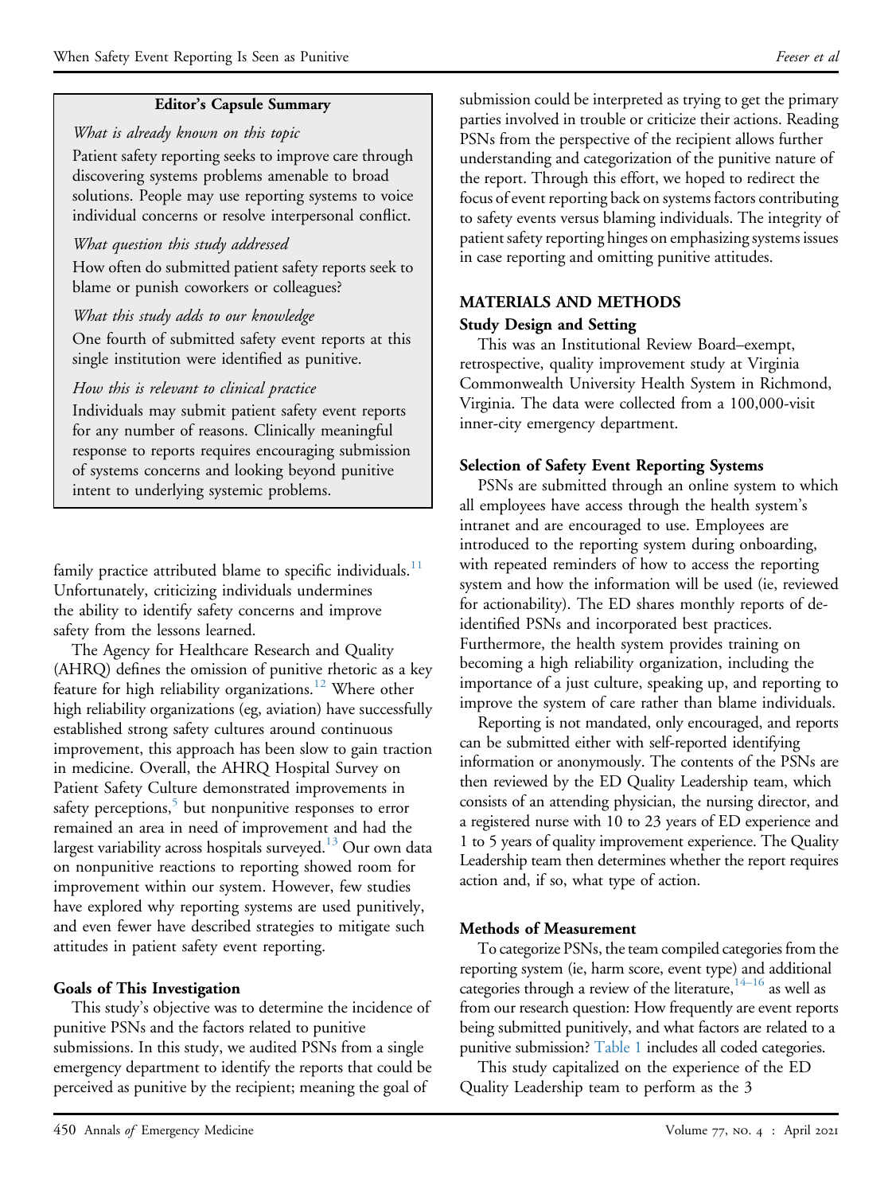**Editor's Capsule Summary**

*What is already known on this topic*

Patient safety reporting seeks to improve care through discovering systems problems amenable to broad solutions. People may use reporting systems to voice individual concerns or resolve interpersonal conflict.

*What question this study addressed*

How often do submitted patient safety reports seek to blame or punish coworkers or colleagues?

*What this study adds to our knowledge*

One fourth of submitted safety event reports at this single institution were identified as punitive.

*How this is relevant to clinical practice*

Individuals may submit patient safety event reports for any number of reasons. Clinically meaningful response to reports requires encouraging submission of systems concerns and looking beyond punitive intent to underlying systemic problems.

family practice attributed blame to specific individuals.[11] Unfortunately, criticizing individuals undermines the ability to identify safety concerns and improve safety from the lessons learned.

The Agency for Healthcare Research and Quality (AHRQ) defines the omission of punitive rhetoric as a key feature for high reliability organizations.[12] Where other high reliability organizations (eg, aviation) have successfully established strong safety cultures around continuous improvement, this approach has been slow to gain traction in medicine. Overall, the AHRQ Hospital Survey on Patient Safety Culture demonstrated improvements in safety perceptions,[5] but nonpunitive responses to error remained an area in need of improvement and had the largest variability across hospitals surveyed.[13] Our own data on nonpunitive reactions to reporting showed room for improvement within our system. However, few studies have explored why reporting systems are used punitively, and even fewer have described strategies to mitigate such attitudes in patient safety event reporting.

### Goals of This Investigation

This study's objective was to determine the incidence of punitive PSNs and the factors related to punitive submissions. In this study, we audited PSNs from a single emergency department to identify the reports that could be perceived as punitive by the recipient; meaning the goal of submission could be interpreted as trying to get the primary parties involved in trouble or criticize their actions. Reading PSNs from the perspective of the recipient allows further understanding and categorization of the punitive nature of the report. Through this effort, we hoped to redirect the focus of event reporting back on systems factors contributing to safety events versus blaming individuals. The integrity of patient safety reporting hinges on emphasizing systems issues in case reporting and omitting punitive attitudes.

## MATERIALS AND METHODS

### Study Design and Setting

This was an Institutional Review Board–exempt, retrospective, quality improvement study at Virginia Commonwealth University Health System in Richmond, Virginia. The data were collected from a 100,000-visit inner-city emergency department.

### Selection of Safety Event Reporting Systems

PSNs are submitted through an online system to which all employees have access through the health system's intranet and are encouraged to use. Employees are introduced to the reporting system during onboarding, with repeated reminders of how to access the reporting system and how the information will be used (ie, reviewed for actionability). The ED shares monthly reports of de-identified PSNs and incorporated best practices. Furthermore, the health system provides training on becoming a high reliability organization, including the importance of a just culture, speaking up, and reporting to improve the system of care rather than blame individuals.

Reporting is not mandated, only encouraged, and reports can be submitted either with self-reported identifying information or anonymously. The contents of the PSNs are then reviewed by the ED Quality Leadership team, which consists of an attending physician, the nursing director, and a registered nurse with 10 to 23 years of ED experience and 1 to 5 years of quality improvement experience. The Quality Leadership team then determines whether the report requires action and, if so, what type of action.

### Methods of Measurement

To categorize PSNs, the team compiled categories from the reporting system (ie, harm score, event type) and additional categories through a review of the literature,[14–16] as well as from our research question: How frequently are event reports being submitted punitively, and what factors are related to a punitive submission? Table 1 includes all coded categories.

This study capitalized on the experience of the ED Quality Leadership team to perform as the 3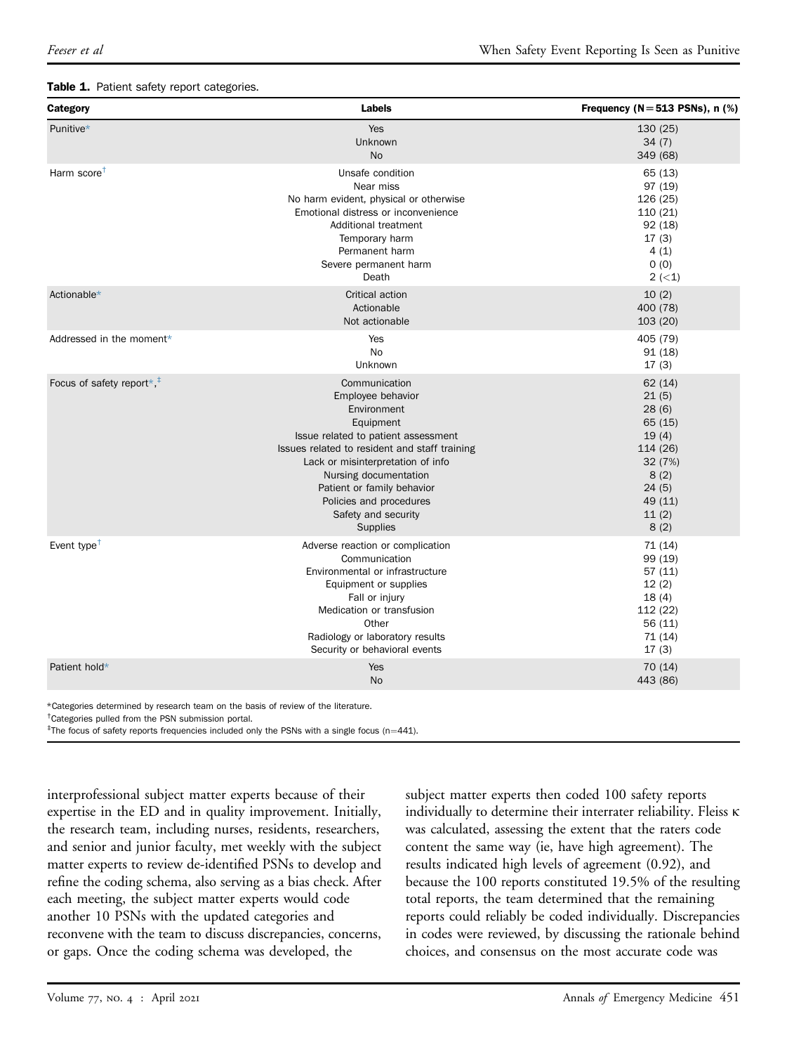**Table 1.** Patient safety report categories.

| Category | Labels | Frequency (N=513 PSNs), n (%) |
|---|---|---|
| Punitive* | Yes | 130 (25) |
| | Unknown | 34 (7) |
| | No | 349 (68) |
| Harm score† | Unsafe condition | 65 (13) |
| | Near miss | 97 (19) |
| | No harm evident, physical or otherwise | 126 (25) |
| | Emotional distress or inconvenience | 110 (21) |
| | Additional treatment | 92 (18) |
| | Temporary harm | 17 (3) |
| | Permanent harm | 4 (1) |
| | Severe permanent harm | 0 (0) |
| | Death | 2 (<1) |
| Actionable* | Critical action | 10 (2) |
| | Actionable | 400 (78) |
| | Not actionable | 103 (20) |
| Addressed in the moment* | Yes | 405 (79) |
| | No | 91 (18) |
| | Unknown | 17 (3) |
| Focus of safety report*,‡ | Communication | 62 (14) |
| | Employee behavior | 21 (5) |
| | Environment | 28 (6) |
| | Equipment | 65 (15) |
| | Issue related to patient assessment | 19 (4) |
| | Issues related to resident and staff training | 114 (26) |
| | Lack or misinterpretation of info | 32 (7%) |
| | Nursing documentation | 8 (2) |
| | Patient or family behavior | 24 (5) |
| | Policies and procedures | 49 (11) |
| | Safety and security | 11 (2) |
| | Supplies | 8 (2) |
| Event type† | Adverse reaction or complication | 71 (14) |
| | Communication | 99 (19) |
| | Environmental or infrastructure | 57 (11) |
| | Equipment or supplies | 12 (2) |
| | Fall or injury | 18 (4) |
| | Medication or transfusion | 112 (22) |
| | Other | 56 (11) |
| | Radiology or laboratory results | 71 (14) |
| | Security or behavioral events | 17 (3) |
| Patient hold* | Yes | 70 (14) |
| | No | 443 (86) |

*Categories determined by research team on the basis of review of the literature.

†Categories pulled from the PSN submission portal.

‡The focus of safety reports frequencies included only the PSNs with a single focus (n=441).

interprofessional subject matter experts because of their expertise in the ED and in quality improvement. Initially, the research team, including nurses, residents, researchers, and senior and junior faculty, met weekly with the subject matter experts to review de-identified PSNs to develop and refine the coding schema, also serving as a bias check. After each meeting, the subject matter experts would code another 10 PSNs with the updated categories and reconvene with the team to discuss discrepancies, concerns, or gaps. Once the coding schema was developed, the subject matter experts then coded 100 safety reports individually to determine their interrater reliability. Fleiss κ was calculated, assessing the extent that the raters code content the same way (ie, have high agreement). The results indicated high levels of agreement (0.92), and because the 100 reports constituted 19.5% of the resulting total reports, the team determined that the remaining reports could reliably be coded individually. Discrepancies in codes were reviewed, by discussing the rationale behind choices, and consensus on the most accurate code was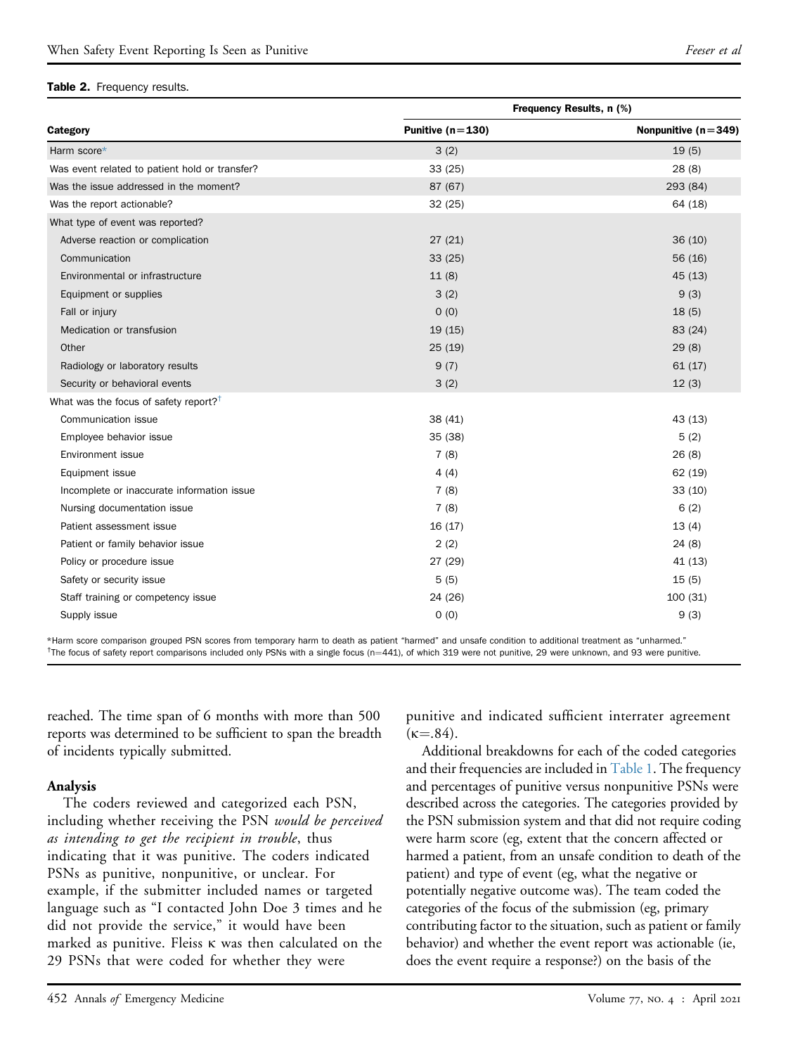**Table 2.** Frequency results.

| Category | Frequency Results, n (%) | |
|---|---|---|
| | Punitive (n=130) | Nonpunitive (n=349) |
| Harm score* | 3 (2) | 19 (5) |
| Was event related to patient hold or transfer? | 33 (25) | 28 (8) |
| Was the issue addressed in the moment? | 87 (67) | 293 (84) |
| Was the report actionable? | 32 (25) | 64 (18) |
| What type of event was reported? | | |
| Adverse reaction or complication | 27 (21) | 36 (10) |
| Communication | 33 (25) | 56 (16) |
| Environmental or infrastructure | 11 (8) | 45 (13) |
| Equipment or supplies | 3 (2) | 9 (3) |
| Fall or injury | 0 (0) | 18 (5) |
| Medication or transfusion | 19 (15) | 83 (24) |
| Other | 25 (19) | 29 (8) |
| Radiology or laboratory results | 9 (7) | 61 (17) |
| Security or behavioral events | 3 (2) | 12 (3) |
| What was the focus of safety report?† | | |
| Communication issue | 38 (41) | 43 (13) |
| Employee behavior issue | 35 (38) | 5 (2) |
| Environment issue | 7 (8) | 26 (8) |
| Equipment issue | 4 (4) | 62 (19) |
| Incomplete or inaccurate information issue | 7 (8) | 33 (10) |
| Nursing documentation issue | 7 (8) | 6 (2) |
| Patient assessment issue | 16 (17) | 13 (4) |
| Patient or family behavior issue | 2 (2) | 24 (8) |
| Policy or procedure issue | 27 (29) | 41 (13) |
| Safety or security issue | 5 (5) | 15 (5) |
| Staff training or competency issue | 24 (26) | 100 (31) |
| Supply issue | 0 (0) | 9 (3) |

*Harm score comparison grouped PSN scores from temporary harm to death as patient "harmed" and unsafe condition to additional treatment as "unharmed."
†The focus of safety report comparisons included only PSNs with a single focus (n=441), of which 319 were not punitive, 29 were unknown, and 93 were punitive.

reached. The time span of 6 months with more than 500 reports was determined to be sufficient to span the breadth of incidents typically submitted.

### Analysis

The coders reviewed and categorized each PSN, including whether receiving the PSN *would be perceived as intending to get the recipient in trouble*, thus indicating that it was punitive. The coders indicated PSNs as punitive, nonpunitive, or unclear. For example, if the submitter included names or targeted language such as "I contacted John Doe 3 times and he did not provide the service," it would have been marked as punitive. Fleiss κ was then calculated on the 29 PSNs that were coded for whether they were punitive and indicated sufficient interrater agreement (κ=.84).

Additional breakdowns for each of the coded categories and their frequencies are included in Table 1. The frequency and percentages of punitive versus nonpunitive PSNs were described across the categories. The categories provided by the PSN submission system and that did not require coding were harm score (eg, extent that the concern affected or harmed a patient, from an unsafe condition to death of the patient) and type of event (eg, what the negative or potentially negative outcome was). The team coded the categories of the focus of the submission (eg, primary contributing factor to the situation, such as patient or family behavior) and whether the event report was actionable (ie, does the event require a response?) on the basis of the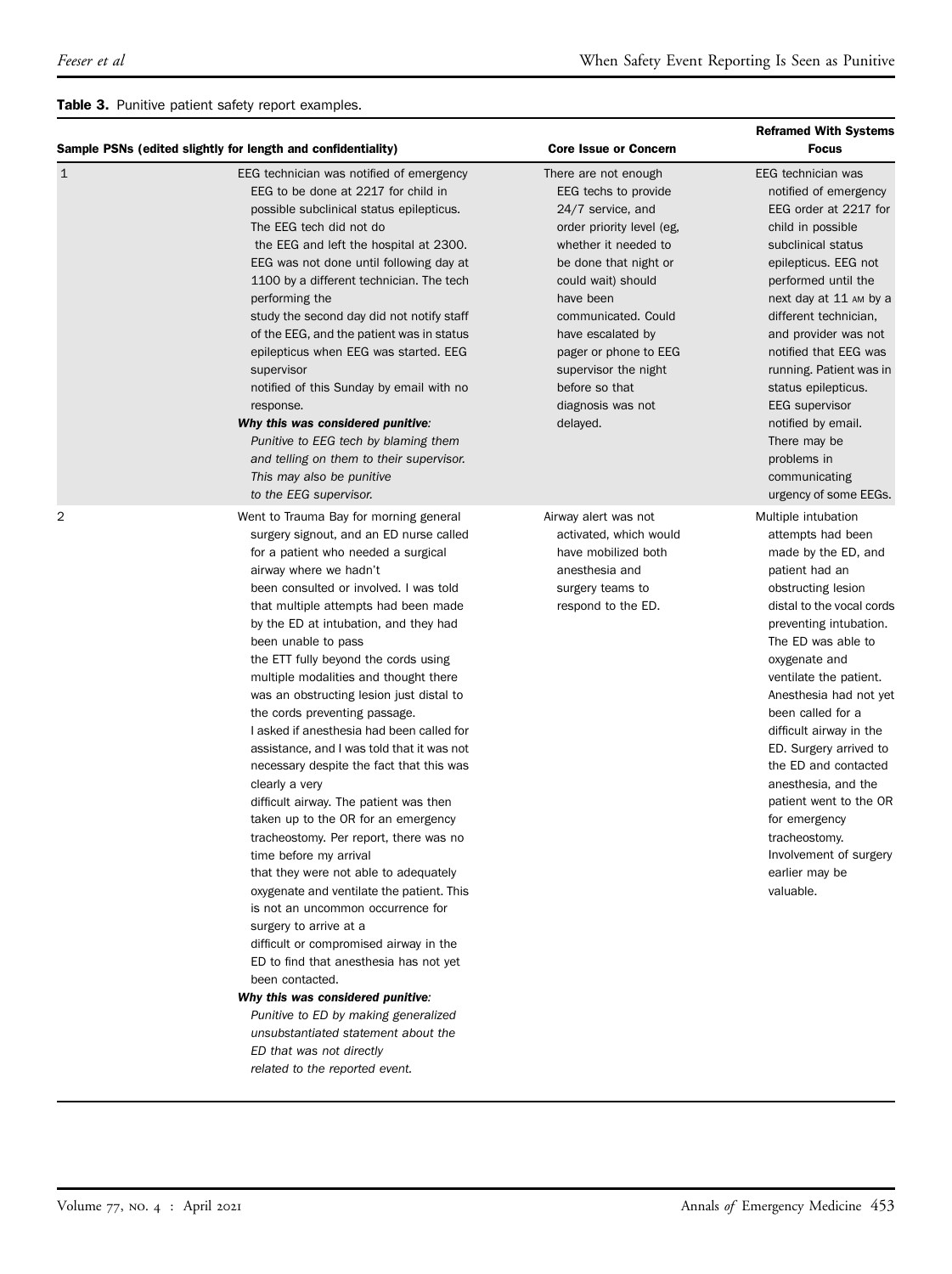**Table 3.** Punitive patient safety report examples.

| Sample PSNs (edited slightly for length and confidentiality) | | Core Issue or Concern | Reframed With Systems Focus |
|---|---|---|---|
| 1 | EEG technician was notified of emergency EEG to be done at 2217 for child in possible subclinical status epilepticus. The EEG tech did not do the EEG and left the hospital at 2300. EEG was not done until following day at 1100 by a different technician. The tech performing the study the second day did not notify staff of the EEG, and the patient was in status epilepticus when EEG was started. EEG supervisor notified of this Sunday by email with no response. ***Why this was considered punitive:*** *Punitive to EEG tech by blaming them and telling on them to their supervisor. This may also be punitive to the EEG supervisor.* | There are not enough EEG techs to provide 24/7 service, and order priority level (eg, whether it needed to be done that night or could wait) should have been communicated. Could have escalated by pager or phone to EEG supervisor the night before so that diagnosis was not delayed. | EEG technician was notified of emergency EEG order at 2217 for child in possible subclinical status epilepticus. EEG not performed until the next day at 11 AM by a different technician, and provider was not notified that EEG was running. Patient was in status epilepticus. EEG supervisor notified by email. There may be problems in communicating urgency of some EEGs. |
| 2 | Went to Trauma Bay for morning general surgery signout, and an ED nurse called for a patient who needed a surgical airway where we hadn't been consulted or involved. I was told that multiple attempts had been made by the ED at intubation, and they had been unable to pass the ETT fully beyond the cords using multiple modalities and thought there was an obstructing lesion just distal to the cords preventing passage. I asked if anesthesia had been called for assistance, and I was told that it was not necessary despite the fact that this was clearly a very difficult airway. The patient was then taken up to the OR for an emergency tracheostomy. Per report, there was no time before my arrival that they were not able to adequately oxygenate and ventilate the patient. This is not an uncommon occurrence for surgery to arrive at a difficult or compromised airway in the ED to find that anesthesia has not yet been contacted. ***Why this was considered punitive:*** *Punitive to ED by making generalized unsubstantiated statement about the ED that was not directly related to the reported event.* | Airway alert was not activated, which would have mobilized both anesthesia and surgery teams to respond to the ED. | Multiple intubation attempts had been made by the ED, and patient had an obstructing lesion distal to the vocal cords preventing intubation. The ED was able to oxygenate and ventilate the patient. Anesthesia had not yet been called for a difficult airway in the ED. Surgery arrived to the ED and contacted anesthesia, and the patient went to the OR for emergency tracheostomy. Involvement of surgery earlier may be valuable. |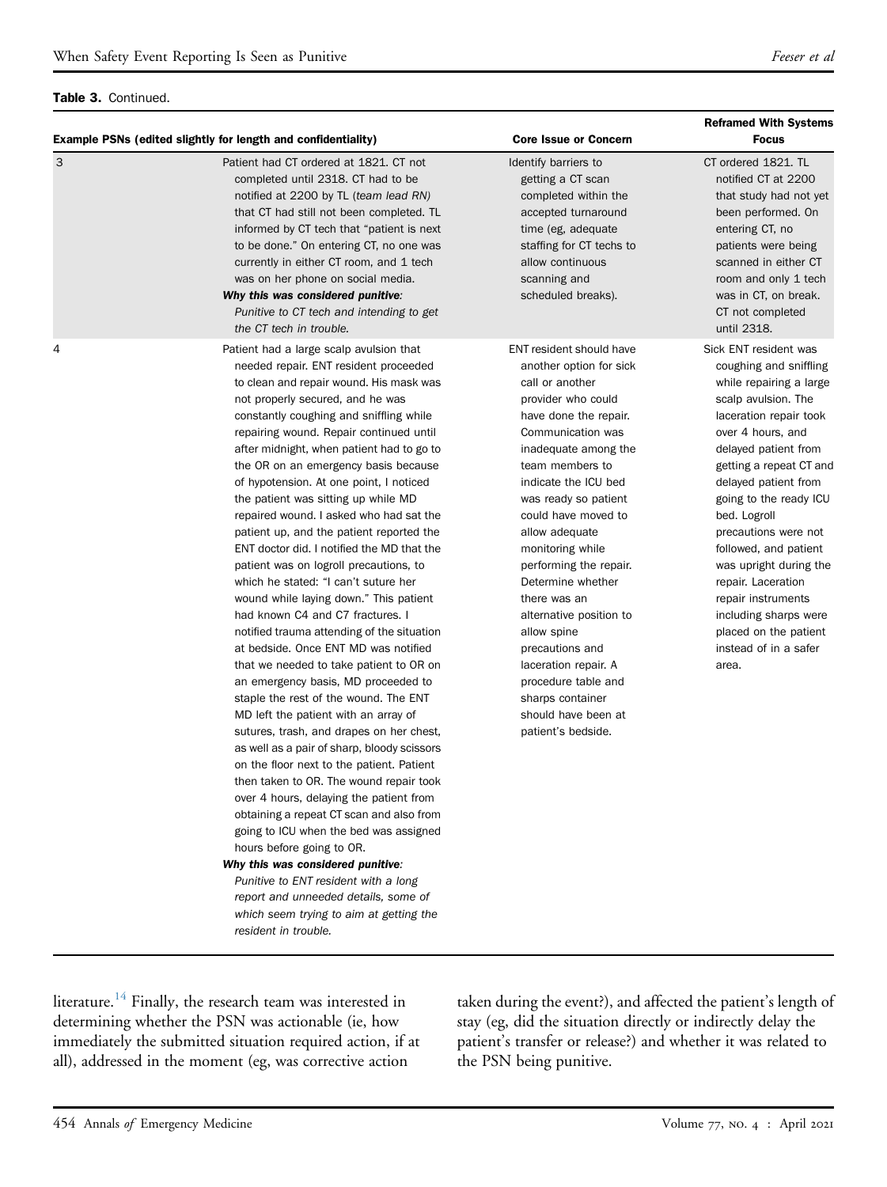**Table 3.** Continued.

| | Example PSNs (edited slightly for length and confidentiality) | Core Issue or Concern | Reframed With Systems Focus |
|---|---|---|---|
| 3 | Patient had CT ordered at 1821. CT not completed until 2318. CT had to be notified at 2200 by TL (*team lead RN*) that CT had still not been completed. TL informed by CT tech that "patient is next to be done." On entering CT, no one was currently in either CT room, and 1 tech was on her phone on social media. ***Why this was considered punitive:*** *Punitive to CT tech and intending to get the CT tech in trouble.* | Identify barriers to getting a CT scan completed within the accepted turnaround time (eg, adequate staffing for CT techs to allow continuous scanning and scheduled breaks). | CT ordered 1821. TL notified CT at 2200 that study had not yet been performed. On entering CT, no patients were being scanned in either CT room and only 1 tech was in CT, on break. CT not completed until 2318. |
| 4 | Patient had a large scalp avulsion that needed repair. ENT resident proceeded to clean and repair wound. His mask was not properly secured, and he was constantly coughing and sniffling while repairing wound. Repair continued until after midnight, when patient had to go to the OR on an emergency basis because of hypotension. At one point, I noticed the patient was sitting up while MD repaired wound. I asked who had sat the patient up, and the patient reported the ENT doctor did. I notified the MD that the patient was on logroll precautions, to which he stated: "I can't suture her wound while laying down." This patient had known C4 and C7 fractures. I notified trauma attending of the situation at bedside. Once ENT MD was notified that we needed to take patient to OR on an emergency basis, MD proceeded to staple the rest of the wound. The ENT MD left the patient with an array of sutures, trash, and drapes on her chest, as well as a pair of sharp, bloody scissors on the floor next to the patient. Patient then taken to OR. The wound repair took over 4 hours, delaying the patient from obtaining a repeat CT scan and also from going to ICU when the bed was assigned hours before going to OR. ***Why this was considered punitive:*** *Punitive to ENT resident with a long report and unneeded details, some of which seem trying to aim at getting the resident in trouble.* | ENT resident should have another option for sick call or another provider who could have done the repair. Communication was inadequate among the team members to indicate the ICU bed was ready so patient could have moved to allow adequate monitoring while performing the repair. Determine whether there was an alternative position to allow spine precautions and laceration repair. A procedure table and sharps container should have been at patient's bedside. | Sick ENT resident was coughing and sniffling while repairing a large scalp avulsion. The laceration repair took over 4 hours, and delayed patient from getting a repeat CT and delayed patient from going to the ready ICU bed. Logroll precautions were not followed, and patient was upright during the repair. Laceration repair instruments including sharps were placed on the patient instead of in a safer area. |

literature.[14] Finally, the research team was interested in determining whether the PSN was actionable (ie, how immediately the submitted situation required action, if at all), addressed in the moment (eg, was corrective action taken during the event?), and affected the patient's length of stay (eg, did the situation directly or indirectly delay the patient's transfer or release?) and whether it was related to the PSN being punitive.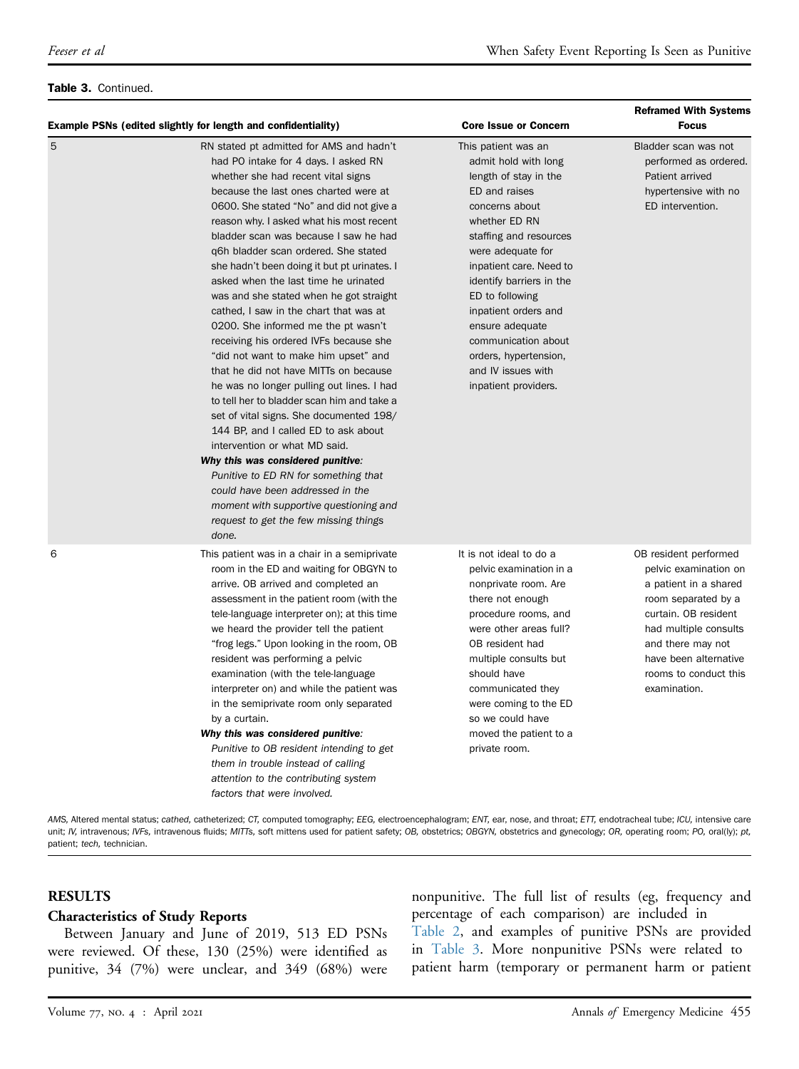**Table 3.** Continued.

| Example PSNs (edited slightly for length and confidentiality) | | Core Issue or Concern | Reframed With Systems Focus |
|---|---|---|---|
| 5 | RN stated pt admitted for AMS and hadn't had PO intake for 4 days. I asked RN whether she had recent vital signs because the last ones charted were at 0600. She stated "No" and did not give a reason why. I asked what his most recent bladder scan was because I saw he had q6h bladder scan ordered. She stated she hadn't been doing it but pt urinates. I asked when the last time he urinated was and she stated when he got straight cathed, I saw in the chart that was at 0200. She informed me the pt wasn't receiving his ordered IVFs because she "did not want to make him upset" and that he did not have MITTs on because he was no longer pulling out lines. I had to tell her to bladder scan him and take a set of vital signs. She documented 198/144 BP, and I called ED to ask about intervention or what MD said. ***Why this was considered punitive:*** *Punitive to ED RN for something that could have been addressed in the moment with supportive questioning and request to get the few missing things done.* | This patient was an admit hold with long length of stay in the ED and raises concerns about whether ED RN staffing and resources were adequate for inpatient care. Need to identify barriers in the ED to following inpatient orders and ensure adequate communication about orders, hypertension, and IV issues with inpatient providers. | Bladder scan was not performed as ordered. Patient arrived hypertensive with no ED intervention. |
| 6 | This patient was in a chair in a semiprivate room in the ED and waiting for OBGYN to arrive. OB arrived and completed an assessment in the patient room (with the tele-language interpreter on); at this time we heard the provider tell the patient "frog legs." Upon looking in the room, OB resident was performing a pelvic examination (with the tele-language interpreter on) and while the patient was in the semiprivate room only separated by a curtain. ***Why this was considered punitive:*** *Punitive to OB resident intending to get them in trouble instead of calling attention to the contributing system factors that were involved.* | It is not ideal to do a pelvic examination in a nonprivate room. Are there not enough procedure rooms, and were other areas full? OB resident had multiple consults but should have communicated they were coming to the ED so we could have moved the patient to a private room. | OB resident performed pelvic examination on a patient in a shared room separated by a curtain. OB resident had multiple consults and there may not have been alternative rooms to conduct this examination. |

*AMS,* Altered mental status; *cathed,* catheterized; *CT,* computed tomography; *EEG,* electroencephalogram; *ENT,* ear, nose, and throat; *ETT,* endotracheal tube; *ICU,* intensive care unit; *IV,* intravenous; *IVFs,* intravenous fluids; *MITTs,* soft mittens used for patient safety; *OB,* obstetrics; *OBGYN,* obstetrics and gynecology; *OR,* operating room; *PO,* oral(ly); *pt,* patient; *tech,* technician.

## RESULTS

### Characteristics of Study Reports

Between January and June of 2019, 513 ED PSNs were reviewed. Of these, 130 (25%) were identified as punitive, 34 (7%) were unclear, and 349 (68%) were nonpunitive. The full list of results (eg, frequency and percentage of each comparison) are included in Table 2, and examples of punitive PSNs are provided in Table 3. More nonpunitive PSNs were related to patient harm (temporary or permanent harm or patient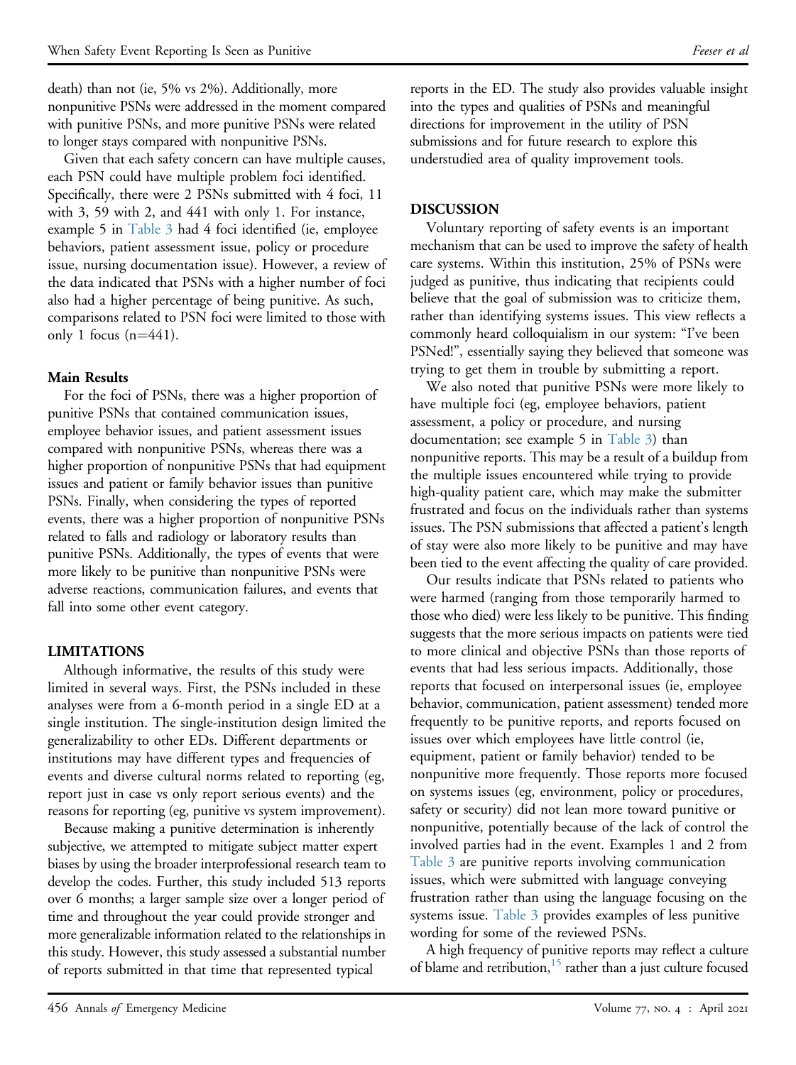death) than not (ie, 5% vs 2%). Additionally, more nonpunitive PSNs were addressed in the moment compared with punitive PSNs, and more punitive PSNs were related to longer stays compared with nonpunitive PSNs.

Given that each safety concern can have multiple causes, each PSN could have multiple problem foci identified. Specifically, there were 2 PSNs submitted with 4 foci, 11 with 3, 59 with 2, and 441 with only 1. For instance, example 5 in Table 3 had 4 foci identified (ie, employee behaviors, patient assessment issue, policy or procedure issue, nursing documentation issue). However, a review of the data indicated that PSNs with a higher number of foci also had a higher percentage of being punitive. As such, comparisons related to PSN foci were limited to those with only 1 focus (n=441).

### Main Results

For the foci of PSNs, there was a higher proportion of punitive PSNs that contained communication issues, employee behavior issues, and patient assessment issues compared with nonpunitive PSNs, whereas there was a higher proportion of nonpunitive PSNs that had equipment issues and patient or family behavior issues than punitive PSNs. Finally, when considering the types of reported events, there was a higher proportion of nonpunitive PSNs related to falls and radiology or laboratory results than punitive PSNs. Additionally, the types of events that were more likely to be punitive than nonpunitive PSNs were adverse reactions, communication failures, and events that fall into some other event category.

## LIMITATIONS

Although informative, the results of this study were limited in several ways. First, the PSNs included in these analyses were from a 6-month period in a single ED at a single institution. The single-institution design limited the generalizability to other EDs. Different departments or institutions may have different types and frequencies of events and diverse cultural norms related to reporting (eg, report just in case vs only report serious events) and the reasons for reporting (eg, punitive vs system improvement).

Because making a punitive determination is inherently subjective, we attempted to mitigate subject matter expert biases by using the broader interprofessional research team to develop the codes. Further, this study included 513 reports over 6 months; a larger sample size over a longer period of time and throughout the year could provide stronger and more generalizable information related to the relationships in this study. However, this study assessed a substantial number of reports submitted in that time that represented typical reports in the ED. The study also provides valuable insight into the types and qualities of PSNs and meaningful directions for improvement in the utility of PSN submissions and for future research to explore this understudied area of quality improvement tools.

## DISCUSSION

Voluntary reporting of safety events is an important mechanism that can be used to improve the safety of health care systems. Within this institution, 25% of PSNs were judged as punitive, thus indicating that recipients could believe that the goal of submission was to criticize them, rather than identifying systems issues. This view reflects a commonly heard colloquialism in our system: "I've been PSNed!", essentially saying they believed that someone was trying to get them in trouble by submitting a report.

We also noted that punitive PSNs were more likely to have multiple foci (eg, employee behaviors, patient assessment, a policy or procedure, and nursing documentation; see example 5 in Table 3) than nonpunitive reports. This may be a result of a buildup from the multiple issues encountered while trying to provide high-quality patient care, which may make the submitter frustrated and focus on the individuals rather than systems issues. The PSN submissions that affected a patient's length of stay were also more likely to be punitive and may have been tied to the event affecting the quality of care provided.

Our results indicate that PSNs related to patients who were harmed (ranging from those temporarily harmed to those who died) were less likely to be punitive. This finding suggests that the more serious impacts on patients were tied to more clinical and objective PSNs than those reports of events that had less serious impacts. Additionally, those reports that focused on interpersonal issues (ie, employee behavior, communication, patient assessment) tended more frequently to be punitive reports, and reports focused on issues over which employees have little control (ie, equipment, patient or family behavior) tended to be nonpunitive more frequently. Those reports more focused on systems issues (eg, environment, policy or procedures, safety or security) did not lean more toward punitive or nonpunitive, potentially because of the lack of control the involved parties had in the event. Examples 1 and 2 from Table 3 are punitive reports involving communication issues, which were submitted with language conveying frustration rather than using the language focusing on the systems issue. Table 3 provides examples of less punitive wording for some of the reviewed PSNs.

A high frequency of punitive reports may reflect a culture of blame and retribution,[15] rather than a just culture focused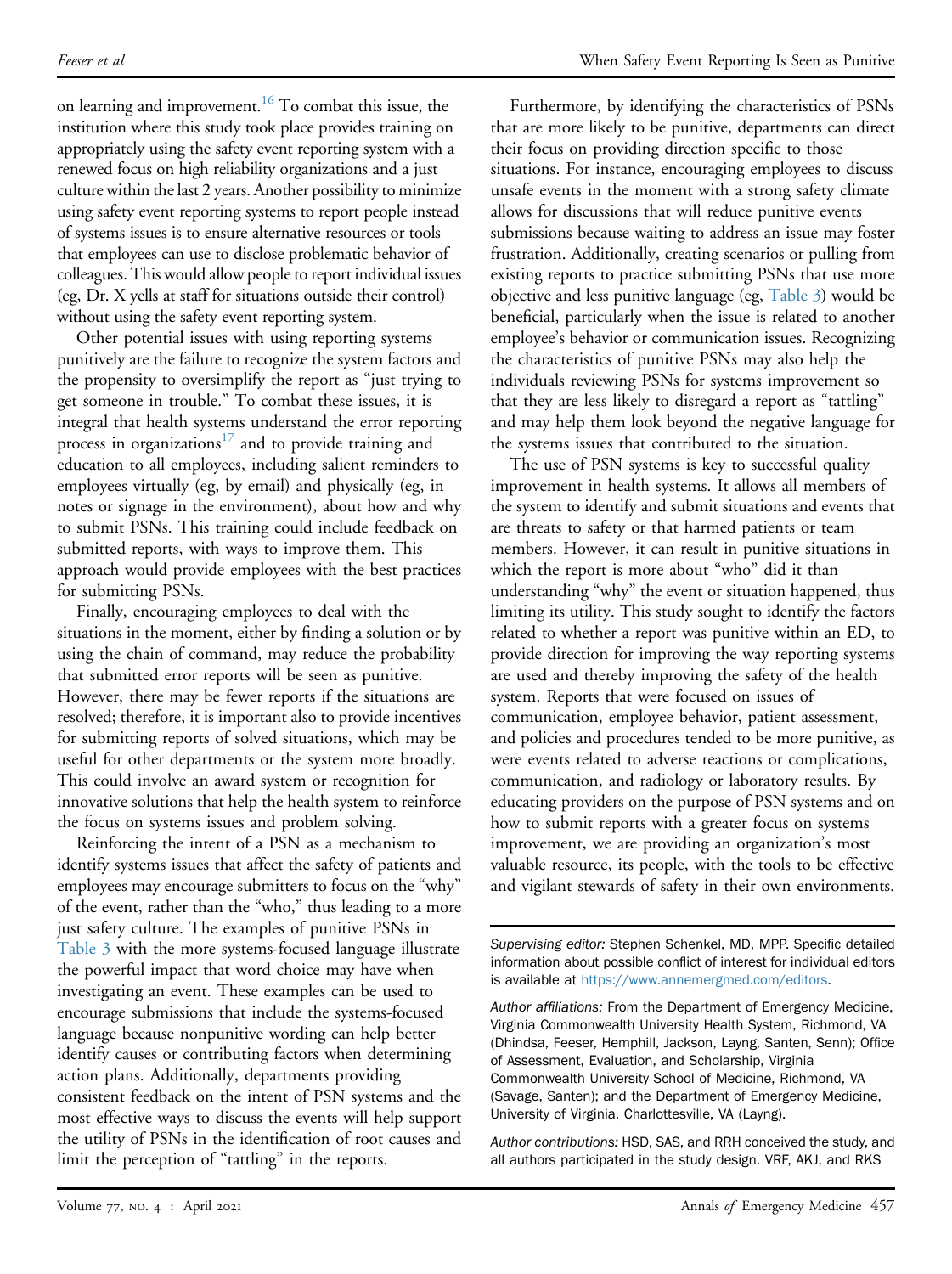on learning and improvement.[16] To combat this issue, the institution where this study took place provides training on appropriately using the safety event reporting system with a renewed focus on high reliability organizations and a just culture within the last 2 years. Another possibility to minimize using safety event reporting systems to report people instead of systems issues is to ensure alternative resources or tools that employees can use to disclose problematic behavior of colleagues. This would allow people to report individual issues (eg, Dr. X yells at staff for situations outside their control) without using the safety event reporting system.

Other potential issues with using reporting systems punitively are the failure to recognize the system factors and the propensity to oversimplify the report as "just trying to get someone in trouble." To combat these issues, it is integral that health systems understand the error reporting process in organizations[17] and to provide training and education to all employees, including salient reminders to employees virtually (eg, by email) and physically (eg, in notes or signage in the environment), about how and why to submit PSNs. This training could include feedback on submitted reports, with ways to improve them. This approach would provide employees with the best practices for submitting PSNs.

Finally, encouraging employees to deal with the situations in the moment, either by finding a solution or by using the chain of command, may reduce the probability that submitted error reports will be seen as punitive. However, there may be fewer reports if the situations are resolved; therefore, it is important also to provide incentives for submitting reports of solved situations, which may be useful for other departments or the system more broadly. This could involve an award system or recognition for innovative solutions that help the health system to reinforce the focus on systems issues and problem solving.

Reinforcing the intent of a PSN as a mechanism to identify systems issues that affect the safety of patients and employees may encourage submitters to focus on the "why" of the event, rather than the "who," thus leading to a more just safety culture. The examples of punitive PSNs in Table 3 with the more systems-focused language illustrate the powerful impact that word choice may have when investigating an event. These examples can be used to encourage submissions that include the systems-focused language because nonpunitive wording can help better identify causes or contributing factors when determining action plans. Additionally, departments providing consistent feedback on the intent of PSN systems and the most effective ways to discuss the events will help support the utility of PSNs in the identification of root causes and limit the perception of "tattling" in the reports.

Furthermore, by identifying the characteristics of PSNs that are more likely to be punitive, departments can direct their focus on providing direction specific to those situations. For instance, encouraging employees to discuss unsafe events in the moment with a strong safety climate allows for discussions that will reduce punitive events submissions because waiting to address an issue may foster frustration. Additionally, creating scenarios or pulling from existing reports to practice submitting PSNs that use more objective and less punitive language (eg, Table 3) would be beneficial, particularly when the issue is related to another employee's behavior or communication issues. Recognizing the characteristics of punitive PSNs may also help the individuals reviewing PSNs for systems improvement so that they are less likely to disregard a report as "tattling" and may help them look beyond the negative language for the systems issues that contributed to the situation.

The use of PSN systems is key to successful quality improvement in health systems. It allows all members of the system to identify and submit situations and events that are threats to safety or that harmed patients or team members. However, it can result in punitive situations in which the report is more about "who" did it than understanding "why" the event or situation happened, thus limiting its utility. This study sought to identify the factors related to whether a report was punitive within an ED, to provide direction for improving the way reporting systems are used and thereby improving the safety of the health system. Reports that were focused on issues of communication, employee behavior, patient assessment, and policies and procedures tended to be more punitive, as were events related to adverse reactions or complications, communication, and radiology or laboratory results. By educating providers on the purpose of PSN systems and on how to submit reports with a greater focus on systems improvement, we are providing an organization's most valuable resource, its people, with the tools to be effective and vigilant stewards of safety in their own environments.

---

*Supervising editor:* Stephen Schenkel, MD, MPP. Specific detailed information about possible conflict of interest for individual editors is available at https://www.annemergmed.com/editors.

*Author affiliations:* From the Department of Emergency Medicine, Virginia Commonwealth University Health System, Richmond, VA (Dhindsa, Feeser, Hemphill, Jackson, Layng, Santen, Senn); Office of Assessment, Evaluation, and Scholarship, Virginia Commonwealth University School of Medicine, Richmond, VA (Savage, Santen); and the Department of Emergency Medicine, University of Virginia, Charlottesville, VA (Layng).

*Author contributions:* HSD, SAS, and RRH conceived the study, and all authors participated in the study design. VRF, AKJ, and RKS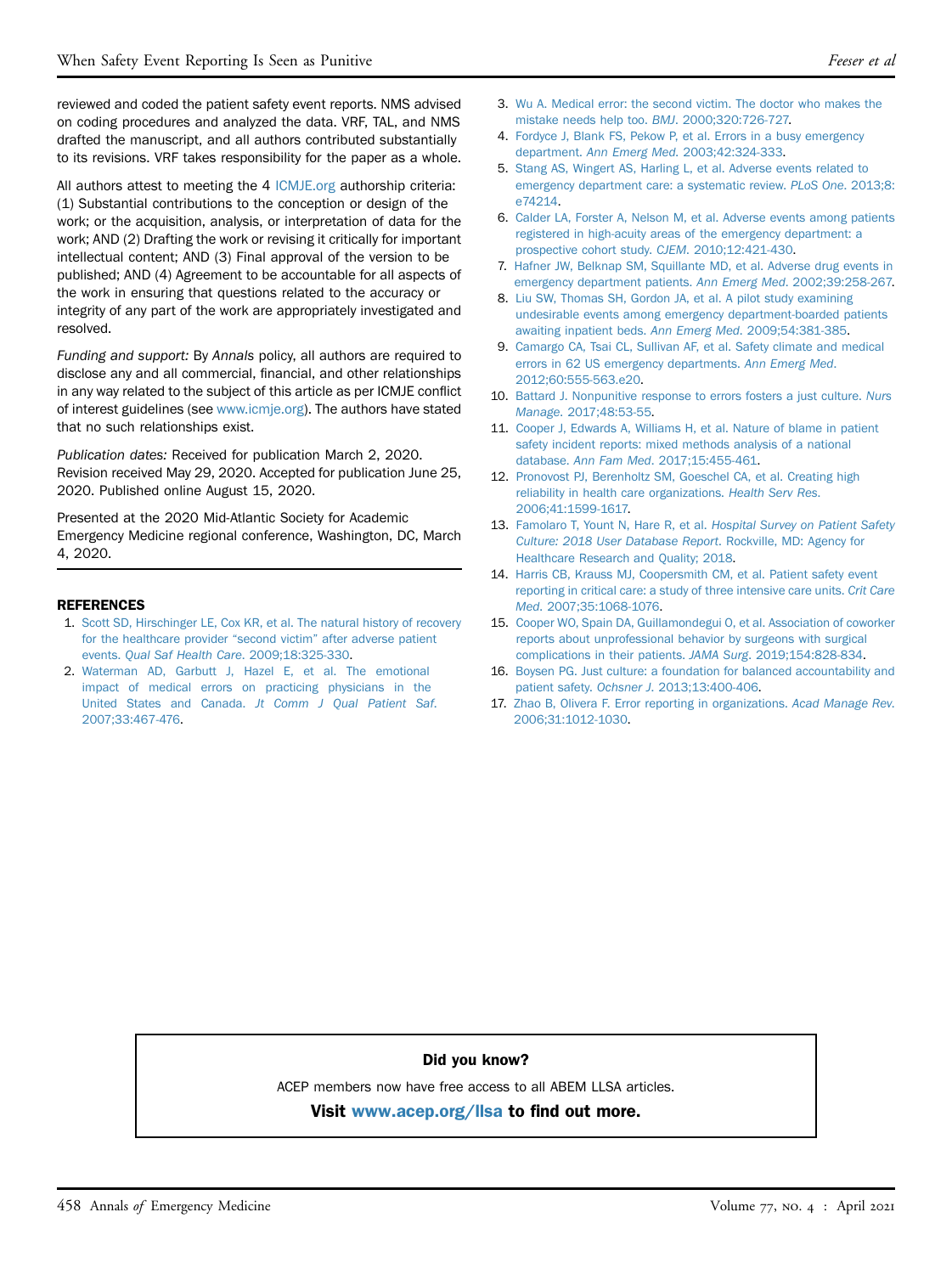reviewed and coded the patient safety event reports. NMS advised on coding procedures and analyzed the data. VRF, TAL, and NMS drafted the manuscript, and all authors contributed substantially to its revisions. VRF takes responsibility for the paper as a whole.

All authors attest to meeting the 4 ICMJE.org authorship criteria: (1) Substantial contributions to the conception or design of the work; or the acquisition, analysis, or interpretation of data for the work; AND (2) Drafting the work or revising it critically for important intellectual content; AND (3) Final approval of the version to be published; AND (4) Agreement to be accountable for all aspects of the work in ensuring that questions related to the accuracy or integrity of any part of the work are appropriately investigated and resolved.

*Funding and support:* By *Annals* policy, all authors are required to disclose any and all commercial, financial, and other relationships in any way related to the subject of this article as per ICMJE conflict of interest guidelines (see www.icmje.org). The authors have stated that no such relationships exist.

*Publication dates:* Received for publication March 2, 2020. Revision received May 29, 2020. Accepted for publication June 25, 2020. Published online August 15, 2020.

Presented at the 2020 Mid-Atlantic Society for Academic Emergency Medicine regional conference, Washington, DC, March 4, 2020.

## REFERENCES

1. Scott SD, Hirschinger LE, Cox KR, et al. The natural history of recovery for the healthcare provider "second victim" after adverse patient events. *Qual Saf Health Care*. 2009;18:325-330.
2. Waterman AD, Garbutt J, Hazel E, et al. The emotional impact of medical errors on practicing physicians in the United States and Canada. *Jt Comm J Qual Patient Saf*. 2007;33:467-476.
3. Wu A. Medical error: the second victim. The doctor who makes the mistake needs help too. *BMJ*. 2000;320:726-727.
4. Fordyce J, Blank FS, Pekow P, et al. Errors in a busy emergency department. *Ann Emerg Med*. 2003;42:324-333.
5. Stang AS, Wingert AS, Harling L, et al. Adverse events related to emergency department care: a systematic review. *PLoS One*. 2013;8:e74214.
6. Calder LA, Forster A, Nelson M, et al. Adverse events among patients registered in high-acuity areas of the emergency department: a prospective cohort study. *CJEM*. 2010;12:421-430.
7. Hafner JW, Belknap SM, Squillante MD, et al. Adverse drug events in emergency department patients. *Ann Emerg Med*. 2002;39:258-267.
8. Liu SW, Thomas SH, Gordon JA, et al. A pilot study examining undesirable events among emergency department-boarded patients awaiting inpatient beds. *Ann Emerg Med*. 2009;54:381-385.
9. Camargo CA, Tsai CL, Sullivan AF, et al. Safety climate and medical errors in 62 US emergency departments. *Ann Emerg Med*. 2012;60:555-563.e20.
10. Battard J. Nonpunitive response to errors fosters a just culture. *Nurs Manage*. 2017;48:53-55.
11. Cooper J, Edwards A, Williams H, et al. Nature of blame in patient safety incident reports: mixed methods analysis of a national database. *Ann Fam Med*. 2017;15:455-461.
12. Pronovost PJ, Berenholtz SM, Goeschel CA, et al. Creating high reliability in health care organizations. *Health Serv Res*. 2006;41:1599-1617.
13. Famolaro T, Yount N, Hare R, et al. *Hospital Survey on Patient Safety Culture: 2018 User Database Report*. Rockville, MD: Agency for Healthcare Research and Quality; 2018.
14. Harris CB, Krauss MJ, Coopersmith CM, et al. Patient safety event reporting in critical care: a study of three intensive care units. *Crit Care Med*. 2007;35:1068-1076.
15. Cooper WO, Spain DA, Guillamondegui O, et al. Association of coworker reports about unprofessional behavior by surgeons with surgical complications in their patients. *JAMA Surg*. 2019;154:828-834.
16. Boysen PG. Just culture: a foundation for balanced accountability and patient safety. *Ochsner J*. 2013;13:400-406.
17. Zhao B, Olivera F. Error reporting in organizations. *Acad Manage Rev*. 2006;31:1012-1030.

**Did you know?**

ACEP members now have free access to all ABEM LLSA articles.

**Visit www.acep.org/llsa to find out more.**